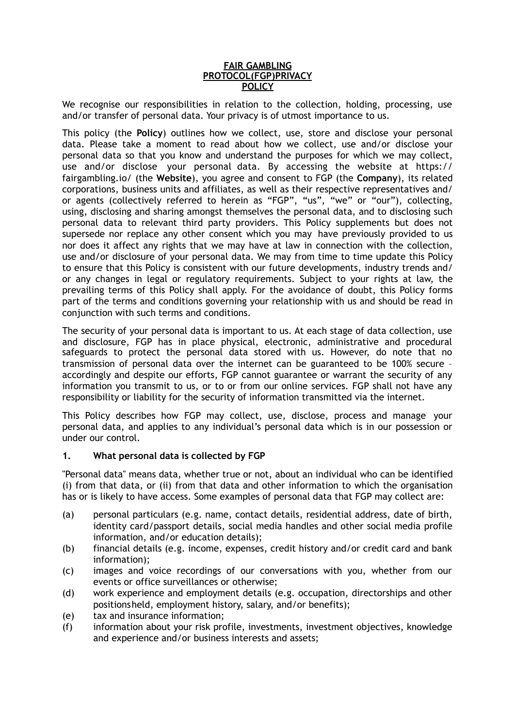# FAIR GAMBLING PROTOCOL(FGP)PRIVACY POLICY

We recognise our responsibilities in relation to the collection, holding, processing, use and/or transfer of personal data. Your privacy is of utmost importance to us.

This policy (the **Policy**) outlines how we collect, use, store and disclose your personal data. Please take a moment to read about how we collect, use and/or disclose your personal data so that you know and understand the purposes for which we may collect, use and/or disclose your personal data. By accessing the website at https://fairgambling.io/ (the **Website**), you agree and consent to FGP (the **Company**), its related corporations, business units and affiliates, as well as their respective representatives and/or agents (collectively referred to herein as "FGP", "us", "we" or "our"), collecting, using, disclosing and sharing amongst themselves the personal data, and to disclosing such personal data to relevant third party providers. This Policy supplements but does not supersede nor replace any other consent which you may have previously provided to us nor does it affect any rights that we may have at law in connection with the collection, use and/or disclosure of your personal data. We may from time to time update this Policy to ensure that this Policy is consistent with our future developments, industry trends and/or any changes in legal or regulatory requirements. Subject to your rights at law, the prevailing terms of this Policy shall apply. For the avoidance of doubt, this Policy forms part of the terms and conditions governing your relationship with us and should be read in conjunction with such terms and conditions.

The security of your personal data is important to us. At each stage of data collection, use and disclosure, FGP has in place physical, electronic, administrative and procedural safeguards to protect the personal data stored with us. However, do note that no transmission of personal data over the internet can be guaranteed to be 100% secure – accordingly and despite our efforts, FGP cannot guarantee or warrant the security of any information you transmit to us, or to or from our online services. FGP shall not have any responsibility or liability for the security of information transmitted via the internet.

This Policy describes how FGP may collect, use, disclose, process and manage your personal data, and applies to any individual's personal data which is in our possession or under our control.

## 1. What personal data is collected by FGP

"Personal data" means data, whether true or not, about an individual who can be identified (i) from that data, or (ii) from that data and other information to which the organisation has or is likely to have access. Some examples of personal data that FGP may collect are:

(a) personal particulars (e.g. name, contact details, residential address, date of birth, identity card/passport details, social media handles and other social media profile information, and/or education details);

(b) financial details (e.g. income, expenses, credit history and/or credit card and bank information);

(c) images and voice recordings of our conversations with you, whether from our events or office surveillances or otherwise;

(d) work experience and employment details (e.g. occupation, directorships and other positionsheld, employment history, salary, and/or benefits);

(e) tax and insurance information;

(f) information about your risk profile, investments, investment objectives, knowledge and experience and/or business interests and assets;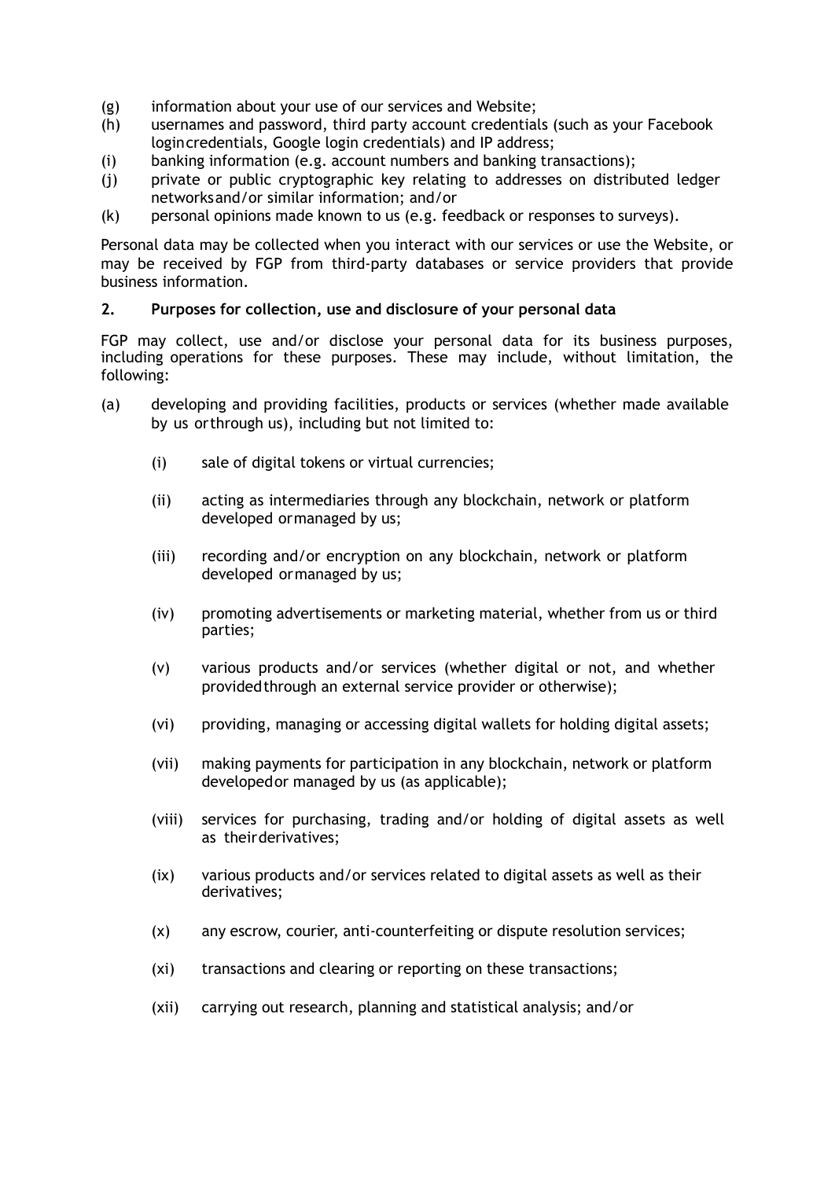(g) information about your use of our services and Website;

(h) usernames and password, third party account credentials (such as your Facebook login credentials, Google login credentials) and IP address;

(i) banking information (e.g. account numbers and banking transactions);

(j) private or public cryptographic key relating to addresses on distributed ledger networks and/or similar information; and/or

(k) personal opinions made known to us (e.g. feedback or responses to surveys).

Personal data may be collected when you interact with our services or use the Website, or may be received by FGP from third-party databases or service providers that provide business information.

## 2. Purposes for collection, use and disclosure of your personal data

FGP may collect, use and/or disclose your personal data for its business purposes, including operations for these purposes. These may include, without limitation, the following:

(a) developing and providing facilities, products or services (whether made available by us or through us), including but not limited to:

  (i) sale of digital tokens or virtual currencies;

  (ii) acting as intermediaries through any blockchain, network or platform developed or managed by us;

  (iii) recording and/or encryption on any blockchain, network or platform developed or managed by us;

  (iv) promoting advertisements or marketing material, whether from us or third parties;

  (v) various products and/or services (whether digital or not, and whether provided through an external service provider or otherwise);

  (vi) providing, managing or accessing digital wallets for holding digital assets;

  (vii) making payments for participation in any blockchain, network or platform developed or managed by us (as applicable);

  (viii) services for purchasing, trading and/or holding of digital assets as well as their derivatives;

  (ix) various products and/or services related to digital assets as well as their derivatives;

  (x) any escrow, courier, anti-counterfeiting or dispute resolution services;

  (xi) transactions and clearing or reporting on these transactions;

  (xii) carrying out research, planning and statistical analysis; and/or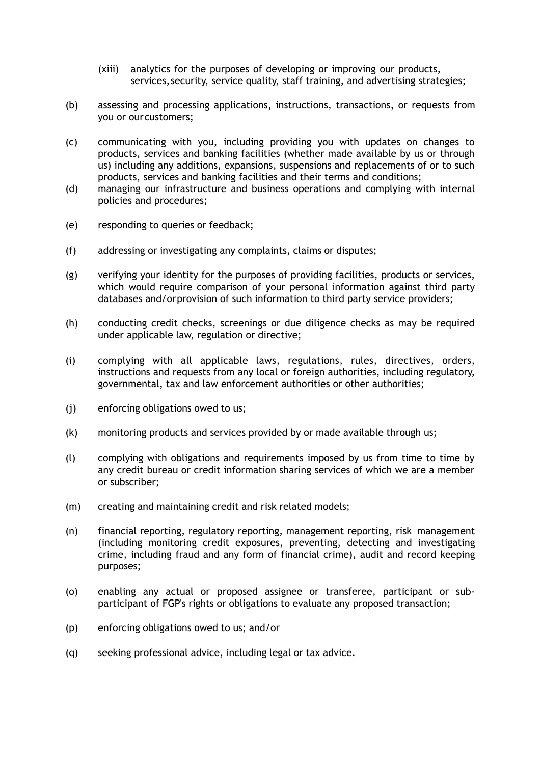(xiii) analytics for the purposes of developing or improving our products, services, security, service quality, staff training, and advertising strategies;

(b) assessing and processing applications, instructions, transactions, or requests from you or our customers;

(c) communicating with you, including providing you with updates on changes to products, services and banking facilities (whether made available by us or through us) including any additions, expansions, suspensions and replacements of or to such products, services and banking facilities and their terms and conditions;

(d) managing our infrastructure and business operations and complying with internal policies and procedures;

(e) responding to queries or feedback;

(f) addressing or investigating any complaints, claims or disputes;

(g) verifying your identity for the purposes of providing facilities, products or services, which would require comparison of your personal information against third party databases and/or provision of such information to third party service providers;

(h) conducting credit checks, screenings or due diligence checks as may be required under applicable law, regulation or directive;

(i) complying with all applicable laws, regulations, rules, directives, orders, instructions and requests from any local or foreign authorities, including regulatory, governmental, tax and law enforcement authorities or other authorities;

(j) enforcing obligations owed to us;

(k) monitoring products and services provided by or made available through us;

(l) complying with obligations and requirements imposed by us from time to time by any credit bureau or credit information sharing services of which we are a member or subscriber;

(m) creating and maintaining credit and risk related models;

(n) financial reporting, regulatory reporting, management reporting, risk management (including monitoring credit exposures, preventing, detecting and investigating crime, including fraud and any form of financial crime), audit and record keeping purposes;

(o) enabling any actual or proposed assignee or transferee, participant or sub-participant of FGP's rights or obligations to evaluate any proposed transaction;

(p) enforcing obligations owed to us; and/or

(q) seeking professional advice, including legal or tax advice.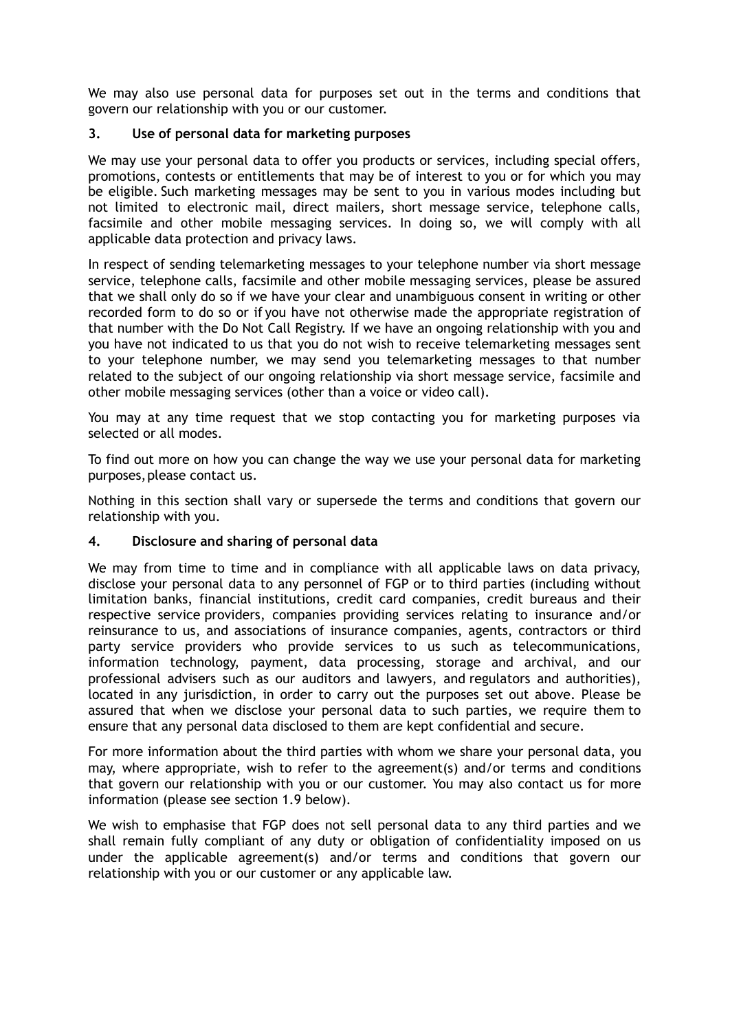We may also use personal data for purposes set out in the terms and conditions that govern our relationship with you or our customer.

## 3. Use of personal data for marketing purposes

We may use your personal data to offer you products or services, including special offers, promotions, contests or entitlements that may be of interest to you or for which you may be eligible. Such marketing messages may be sent to you in various modes including but not limited to electronic mail, direct mailers, short message service, telephone calls, facsimile and other mobile messaging services. In doing so, we will comply with all applicable data protection and privacy laws.

In respect of sending telemarketing messages to your telephone number via short message service, telephone calls, facsimile and other mobile messaging services, please be assured that we shall only do so if we have your clear and unambiguous consent in writing or other recorded form to do so or if you have not otherwise made the appropriate registration of that number with the Do Not Call Registry. If we have an ongoing relationship with you and you have not indicated to us that you do not wish to receive telemarketing messages sent to your telephone number, we may send you telemarketing messages to that number related to the subject of our ongoing relationship via short message service, facsimile and other mobile messaging services (other than a voice or video call).

You may at any time request that we stop contacting you for marketing purposes via selected or all modes.

To find out more on how you can change the way we use your personal data for marketing purposes, please contact us.

Nothing in this section shall vary or supersede the terms and conditions that govern our relationship with you.

## 4. Disclosure and sharing of personal data

We may from time to time and in compliance with all applicable laws on data privacy, disclose your personal data to any personnel of FGP or to third parties (including without limitation banks, financial institutions, credit card companies, credit bureaus and their respective service providers, companies providing services relating to insurance and/or reinsurance to us, and associations of insurance companies, agents, contractors or third party service providers who provide services to us such as telecommunications, information technology, payment, data processing, storage and archival, and our professional advisers such as our auditors and lawyers, and regulators and authorities), located in any jurisdiction, in order to carry out the purposes set out above. Please be assured that when we disclose your personal data to such parties, we require them to ensure that any personal data disclosed to them are kept confidential and secure.

For more information about the third parties with whom we share your personal data, you may, where appropriate, wish to refer to the agreement(s) and/or terms and conditions that govern our relationship with you or our customer. You may also contact us for more information (please see section 1.9 below).

We wish to emphasise that FGP does not sell personal data to any third parties and we shall remain fully compliant of any duty or obligation of confidentiality imposed on us under the applicable agreement(s) and/or terms and conditions that govern our relationship with you or our customer or any applicable law.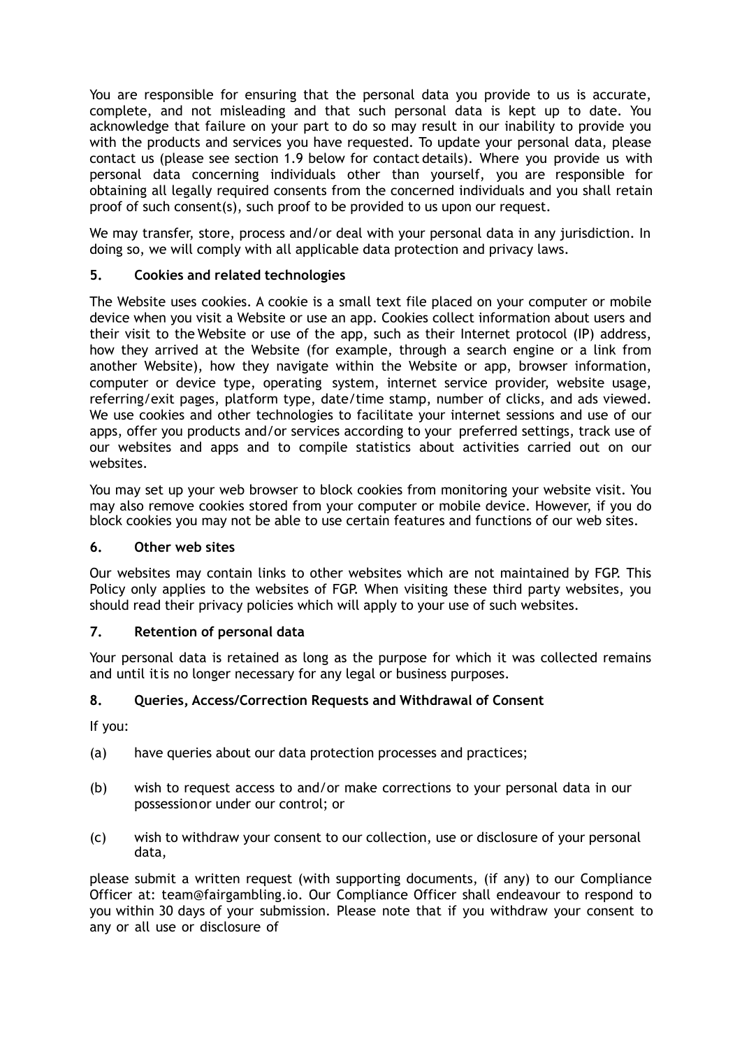You are responsible for ensuring that the personal data you provide to us is accurate, complete, and not misleading and that such personal data is kept up to date. You acknowledge that failure on your part to do so may result in our inability to provide you with the products and services you have requested. To update your personal data, please contact us (please see section 1.9 below for contact details). Where you provide us with personal data concerning individuals other than yourself, you are responsible for obtaining all legally required consents from the concerned individuals and you shall retain proof of such consent(s), such proof to be provided to us upon our request.

We may transfer, store, process and/or deal with your personal data in any jurisdiction. In doing so, we will comply with all applicable data protection and privacy laws.

## 5. Cookies and related technologies

The Website uses cookies. A cookie is a small text file placed on your computer or mobile device when you visit a Website or use an app. Cookies collect information about users and their visit to the Website or use of the app, such as their Internet protocol (IP) address, how they arrived at the Website (for example, through a search engine or a link from another Website), how they navigate within the Website or app, browser information, computer or device type, operating system, internet service provider, website usage, referring/exit pages, platform type, date/time stamp, number of clicks, and ads viewed. We use cookies and other technologies to facilitate your internet sessions and use of our apps, offer you products and/or services according to your preferred settings, track use of our websites and apps and to compile statistics about activities carried out on our websites.

You may set up your web browser to block cookies from monitoring your website visit. You may also remove cookies stored from your computer or mobile device. However, if you do block cookies you may not be able to use certain features and functions of our web sites.

## 6. Other web sites

Our websites may contain links to other websites which are not maintained by FGP. This Policy only applies to the websites of FGP. When visiting these third party websites, you should read their privacy policies which will apply to your use of such websites.

## 7. Retention of personal data

Your personal data is retained as long as the purpose for which it was collected remains and until itis no longer necessary for any legal or business purposes.

## 8. Queries, Access/Correction Requests and Withdrawal of Consent

If you:

(a) have queries about our data protection processes and practices;

(b) wish to request access to and/or make corrections to your personal data in our possessionor under our control; or

(c) wish to withdraw your consent to our collection, use or disclosure of your personal data,

please submit a written request (with supporting documents, (if any) to our Compliance Officer at: team@fairgambling.io. Our Compliance Officer shall endeavour to respond to you within 30 days of your submission. Please note that if you withdraw your consent to any or all use or disclosure of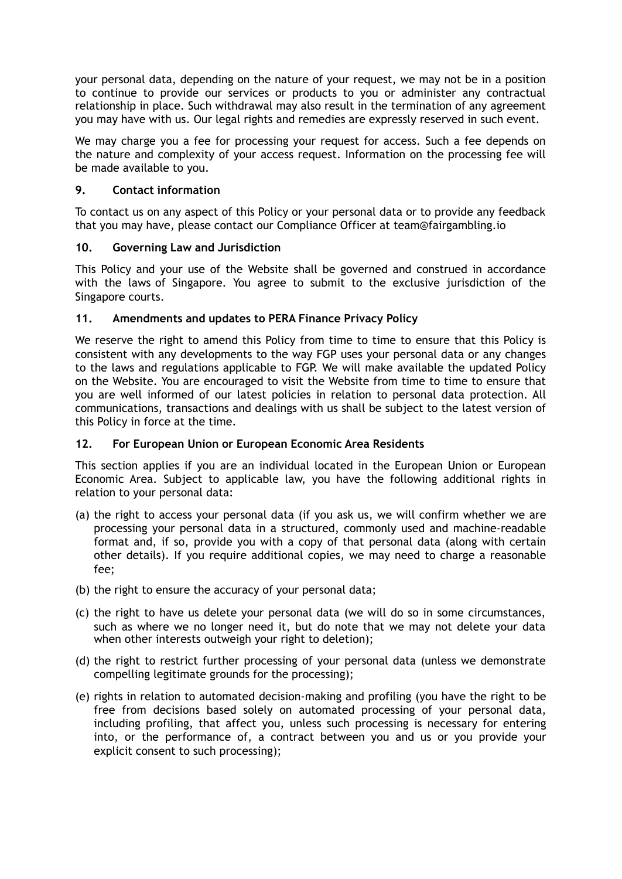your personal data, depending on the nature of your request, we may not be in a position to continue to provide our services or products to you or administer any contractual relationship in place. Such withdrawal may also result in the termination of any agreement you may have with us. Our legal rights and remedies are expressly reserved in such event.

We may charge you a fee for processing your request for access. Such a fee depends on the nature and complexity of your access request. Information on the processing fee will be made available to you.

## 9. Contact information

To contact us on any aspect of this Policy or your personal data or to provide any feedback that you may have, please contact our Compliance Officer at team@fairgambling.io

## 10. Governing Law and Jurisdiction

This Policy and your use of the Website shall be governed and construed in accordance with the laws of Singapore. You agree to submit to the exclusive jurisdiction of the Singapore courts.

## 11. Amendments and updates to PERA Finance Privacy Policy

We reserve the right to amend this Policy from time to time to ensure that this Policy is consistent with any developments to the way FGP uses your personal data or any changes to the laws and regulations applicable to FGP. We will make available the updated Policy on the Website. You are encouraged to visit the Website from time to time to ensure that you are well informed of our latest policies in relation to personal data protection. All communications, transactions and dealings with us shall be subject to the latest version of this Policy in force at the time.

## 12. For European Union or European Economic Area Residents

This section applies if you are an individual located in the European Union or European Economic Area. Subject to applicable law, you have the following additional rights in relation to your personal data:

(a) the right to access your personal data (if you ask us, we will confirm whether we are processing your personal data in a structured, commonly used and machine-readable format and, if so, provide you with a copy of that personal data (along with certain other details). If you require additional copies, we may need to charge a reasonable fee;

(b) the right to ensure the accuracy of your personal data;

(c) the right to have us delete your personal data (we will do so in some circumstances, such as where we no longer need it, but do note that we may not delete your data when other interests outweigh your right to deletion);

(d) the right to restrict further processing of your personal data (unless we demonstrate compelling legitimate grounds for the processing);

(e) rights in relation to automated decision-making and profiling (you have the right to be free from decisions based solely on automated processing of your personal data, including profiling, that affect you, unless such processing is necessary for entering into, or the performance of, a contract between you and us or you provide your explicit consent to such processing);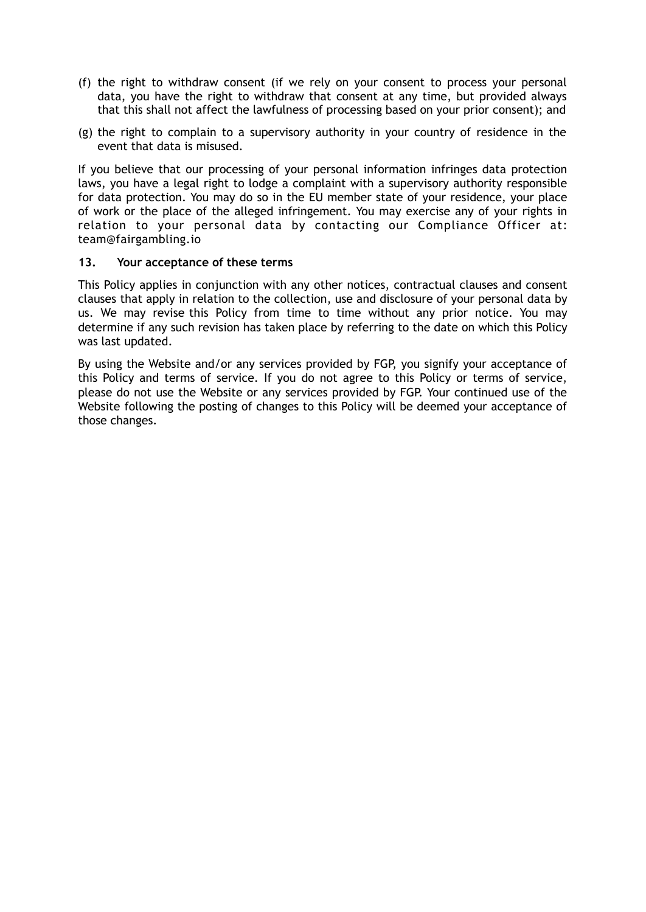(f) the right to withdraw consent (if we rely on your consent to process your personal data, you have the right to withdraw that consent at any time, but provided always that this shall not affect the lawfulness of processing based on your prior consent); and

(g) the right to complain to a supervisory authority in your country of residence in the event that data is misused.

If you believe that our processing of your personal information infringes data protection laws, you have a legal right to lodge a complaint with a supervisory authority responsible for data protection. You may do so in the EU member state of your residence, your place of work or the place of the alleged infringement. You may exercise any of your rights in relation to your personal data by contacting our Compliance Officer at: team@fairgambling.io

## 13. Your acceptance of these terms

This Policy applies in conjunction with any other notices, contractual clauses and consent clauses that apply in relation to the collection, use and disclosure of your personal data by us. We may revise this Policy from time to time without any prior notice. You may determine if any such revision has taken place by referring to the date on which this Policy was last updated.

By using the Website and/or any services provided by FGP, you signify your acceptance of this Policy and terms of service. If you do not agree to this Policy or terms of service, please do not use the Website or any services provided by FGP. Your continued use of the Website following the posting of changes to this Policy will be deemed your acceptance of those changes.